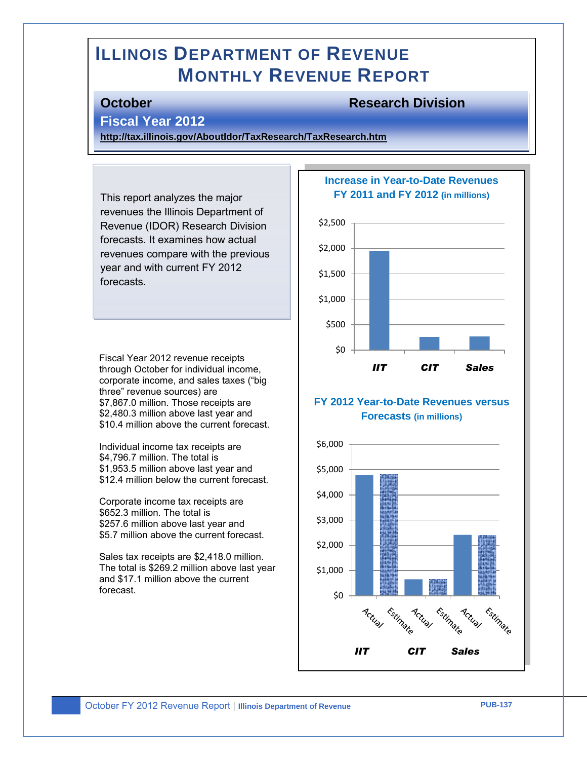# ILLINOIS DEPARTMENT OF REVENUE
## MONTHLY REVENUE REPORT

**October** — **Research Division**

**Fiscal Year 2012**

**http://tax.illinois.gov/AboutIdor/TaxResearch/TaxResearch.htm**

This report analyzes the major revenues the Illinois Department of Revenue (IDOR) Research Division forecasts. It examines how actual revenues compare with the previous year and with current FY 2012 forecasts.

Fiscal Year 2012 revenue receipts through October for individual income, corporate income, and sales taxes ("big three" revenue sources) are $7,867.0 million. Those receipts are $2,480.3 million above last year and $10.4 million above the current forecast.

Individual income tax receipts are $4,796.7 million. The total is $1,953.5 million above last year and $12.4 million below the current forecast.

Corporate income tax receipts are $652.3 million. The total is $257.6 million above last year and $5.7 million above the current forecast.

Sales tax receipts are $2,418.0 million. The total is $269.2 million above last year and $17.1 million above the current forecast.

**Increase in Year-to-Date Revenues FY 2011 and FY 2012 (in millions)**

Chart: y-axis $0 to $2,500; bars for *IIT*, *CIT*, *Sales*.

**FY 2012 Year-to-Date Revenues versus Forecasts (in millions)**

Chart: y-axis $0 to $6,000; Actual and Estimate bars for *IIT*, *CIT*, *Sales*.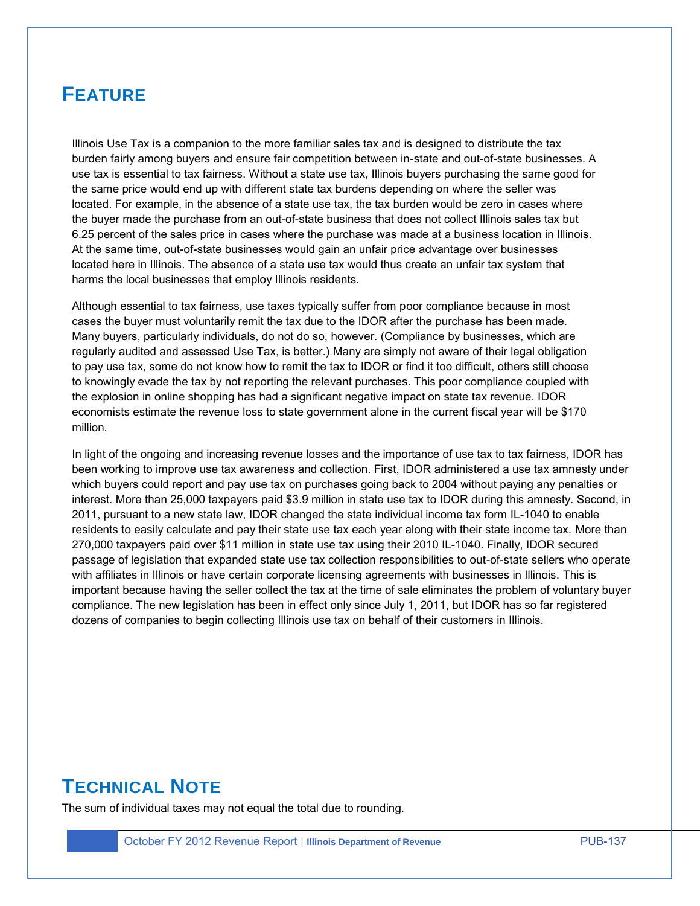## Feature

Illinois Use Tax is a companion to the more familiar sales tax and is designed to distribute the tax burden fairly among buyers and ensure fair competition between in-state and out-of-state businesses. A use tax is essential to tax fairness. Without a state use tax, Illinois buyers purchasing the same good for the same price would end up with different state tax burdens depending on where the seller was located. For example, in the absence of a state use tax, the tax burden would be zero in cases where the buyer made the purchase from an out-of-state business that does not collect Illinois sales tax but 6.25 percent of the sales price in cases where the purchase was made at a business location in Illinois. At the same time, out-of-state businesses would gain an unfair price advantage over businesses located here in Illinois. The absence of a state use tax would thus create an unfair tax system that harms the local businesses that employ Illinois residents.

Although essential to tax fairness, use taxes typically suffer from poor compliance because in most cases the buyer must voluntarily remit the tax due to the IDOR after the purchase has been made. Many buyers, particularly individuals, do not do so, however. (Compliance by businesses, which are regularly audited and assessed Use Tax, is better.) Many are simply not aware of their legal obligation to pay use tax, some do not know how to remit the tax to IDOR or find it too difficult, others still choose to knowingly evade the tax by not reporting the relevant purchases. This poor compliance coupled with the explosion in online shopping has had a significant negative impact on state tax revenue. IDOR economists estimate the revenue loss to state government alone in the current fiscal year will be $170 million.

In light of the ongoing and increasing revenue losses and the importance of use tax to tax fairness, IDOR has been working to improve use tax awareness and collection. First, IDOR administered a use tax amnesty under which buyers could report and pay use tax on purchases going back to 2004 without paying any penalties or interest. More than 25,000 taxpayers paid $3.9 million in state use tax to IDOR during this amnesty. Second, in 2011, pursuant to a new state law, IDOR changed the state individual income tax form IL-1040 to enable residents to easily calculate and pay their state use tax each year along with their state income tax. More than 270,000 taxpayers paid over $11 million in state use tax using their 2010 IL-1040. Finally, IDOR secured passage of legislation that expanded state use tax collection responsibilities to out-of-state sellers who operate with affiliates in Illinois or have certain corporate licensing agreements with businesses in Illinois. This is important because having the seller collect the tax at the time of sale eliminates the problem of voluntary buyer compliance. The new legislation has been in effect only since July 1, 2011, but IDOR has so far registered dozens of companies to begin collecting Illinois use tax on behalf of their customers in Illinois.

## Technical Note

The sum of individual taxes may not equal the total due to rounding.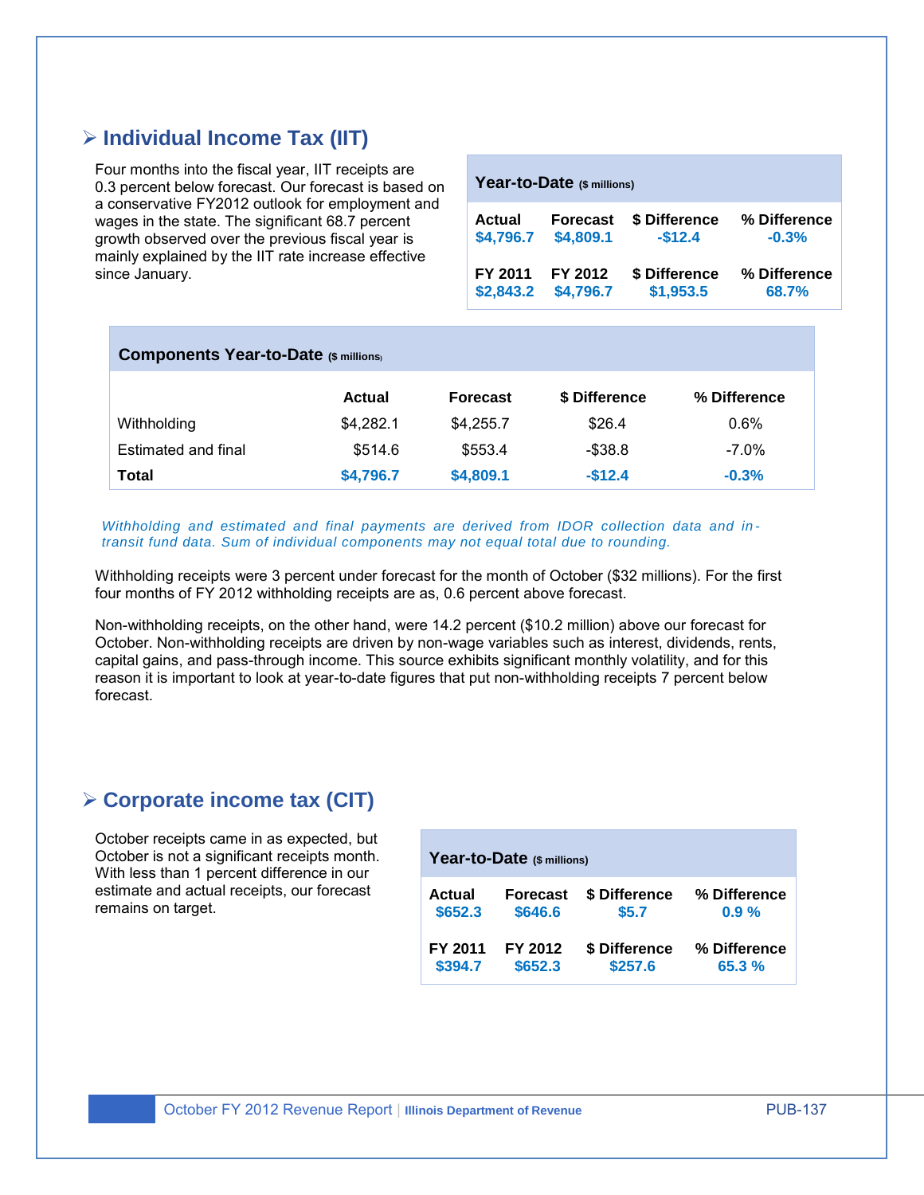## ➢ Individual Income Tax (IIT)

Four months into the fiscal year, IIT receipts are 0.3 percent below forecast. Our forecast is based on a conservative FY2012 outlook for employment and wages in the state. The significant 68.7 percent growth observed over the previous fiscal year is mainly explained by the IIT rate increase effective since January.

| Year-to-Date ($ millions) | | | |
|---|---|---|---|
| **Actual** | **Forecast** | **$ Difference** | **% Difference** |
| **$4,796.7** | **$4,809.1** | **-$12.4** | **-0.3%** |
| **FY 2011** | **FY 2012** | **$ Difference** | **% Difference** |
| **$2,843.2** | **$4,796.7** | **$1,953.5** | **68.7%** |

| Components Year-to-Date ($ millions) | Actual | Forecast | $ Difference | % Difference |
|---|---|---|---|---|
| Withholding | $4,282.1 | $4,255.7 | $26.4 | 0.6% |
| Estimated and final | $514.6 | $553.4 | -$38.8 | -7.0% |
| **Total** | **$4,796.7** | **$4,809.1** | **-$12.4** | **-0.3%** |

*Withholding and estimated and final payments are derived from IDOR collection data and in-transit fund data. Sum of individual components may not equal total due to rounding.*

Withholding receipts were 3 percent under forecast for the month of October ($32 millions). For the first four months of FY 2012 withholding receipts are as, 0.6 percent above forecast.

Non-withholding receipts, on the other hand, were 14.2 percent ($10.2 million) above our forecast for October. Non-withholding receipts are driven by non-wage variables such as interest, dividends, rents, capital gains, and pass-through income. This source exhibits significant monthly volatility, and for this reason it is important to look at year-to-date figures that put non-withholding receipts 7 percent below forecast.

## ➢ Corporate income tax (CIT)

October receipts came in as expected, but October is not a significant receipts month. With less than 1 percent difference in our estimate and actual receipts, our forecast remains on target.

| Year-to-Date ($ millions) | | | |
|---|---|---|---|
| **Actual** | **Forecast** | **$ Difference** | **% Difference** |
| **$652.3** | **$646.6** | **$5.7** | **0.9 %** |
| **FY 2011** | **FY 2012** | **$ Difference** | **% Difference** |
| **$394.7** | **$652.3** | **$257.6** | **65.3 %** |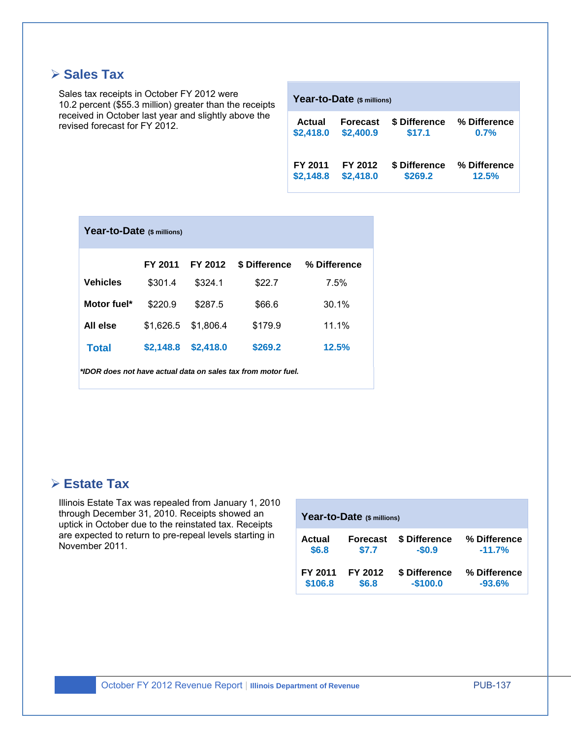## ➢ Sales Tax

Sales tax receipts in October FY 2012 were 10.2 percent ($55.3 million) greater than the receipts received in October last year and slightly above the revised forecast for FY 2012.

**Year-to-Date** ($ millions)

| Actual | Forecast | $ Difference | % Difference |
|---|---|---|---|
| $2,418.0 | $2,400.9 | $17.1 | 0.7% |
| **FY 2011** | **FY 2012** | **$ Difference** | **% Difference** |
| $2,148.8 | $2,418.0 | $269.2 | 12.5% |

**Year-to-Date** ($ millions)

| | FY 2011 | FY 2012 | $ Difference | % Difference |
|---|---|---|---|---|
| **Vehicles** | $301.4 | $324.1 | $22.7 | 7.5% |
| **Motor fuel*** | $220.9 | $287.5 | $66.6 | 30.1% |
| **All else** | $1,626.5 | $1,806.4 | $179.9 | 11.1% |
| **Total** | **$2,148.8** | **$2,418.0** | **$269.2** | **12.5%** |

****IDOR does not have actual data on sales tax from motor fuel.***

## ➢ Estate Tax

Illinois Estate Tax was repealed from January 1, 2010 through December 31, 2010. Receipts showed an uptick in October due to the reinstated tax. Receipts are expected to return to pre-repeal levels starting in November 2011.

**Year-to-Date** ($ millions)

| Actual | Forecast | $ Difference | % Difference |
|---|---|---|---|
| $6.8 | $7.7 | -$0.9 | -11.7% |
| **FY 2011** | **FY 2012** | **$ Difference** | **% Difference** |
| $106.8 | $6.8 | -$100.0 | -93.6% |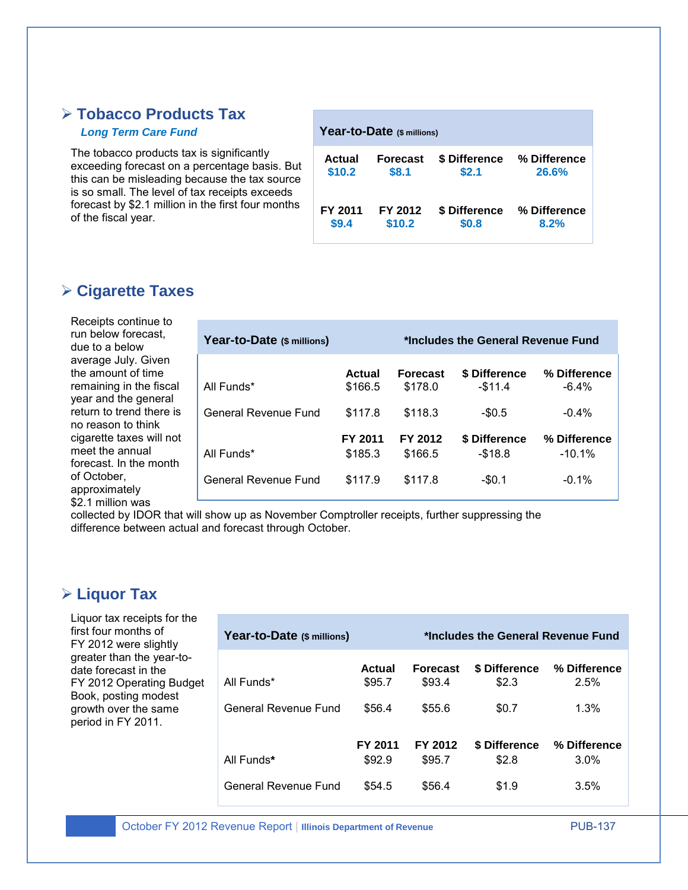## ➢ Tobacco Products Tax

***Long Term Care Fund***

The tobacco products tax is significantly exceeding forecast on a percentage basis. But this can be misleading because the tax source is so small. The level of tax receipts exceeds forecast by $2.1 million in the first four months of the fiscal year.

| Year-to-Date ($ millions) | | | |
|---|---|---|---|
| **Actual** | **Forecast** | **$ Difference** | **% Difference** |
| **$10.2** | **$8.1** | **$2.1** | **26.6%** |
| **FY 2011** | **FY 2012** | **$ Difference** | **% Difference** |
| **$9.4** | **$10.2** | **$0.8** | **8.2%** |

## ➢ Cigarette Taxes

Receipts continue to run below forecast, due to a below average July. Given the amount of time remaining in the fiscal year and the general return to trend there is no reason to think cigarette taxes will not meet the annual forecast. In the month of October, approximately $2.1 million was collected by IDOR that will show up as November Comptroller receipts, further suppressing the difference between actual and forecast through October.

| Year-to-Date ($ millions) | | | *Includes the General Revenue Fund | |
|---|---|---|---|---|
| | **Actual** | **Forecast** | **$ Difference** | **% Difference** |
| All Funds* | $166.5 | $178.0 | -$11.4 | -6.4% |
| General Revenue Fund | $117.8 | $118.3 | -$0.5 | -0.4% |
| | **FY 2011** | **FY 2012** | **$ Difference** | **% Difference** |
| All Funds* | $185.3 | $166.5 | -$18.8 | -10.1% |
| General Revenue Fund | $117.9 | $117.8 | -$0.1 | -0.1% |

## ➢ Liquor Tax

Liquor tax receipts for the first four months of FY 2012 were slightly greater than the year-to-date forecast in the FY 2012 Operating Budget Book, posting modest growth over the same period in FY 2011.

| Year-to-Date ($ millions) | | | *Includes the General Revenue Fund | |
|---|---|---|---|---|
| | **Actual** | **Forecast** | **$ Difference** | **% Difference** |
| All Funds* | $95.7 | $93.4 | $2.3 | 2.5% |
| General Revenue Fund | $56.4 | $55.6 | $0.7 | 1.3% |
| | **FY 2011** | **FY 2012** | **$ Difference** | **% Difference** |
| All Funds* | $92.9 | $95.7 | $2.8 | 3.0% |
| General Revenue Fund | $54.5 | $56.4 | $1.9 | 3.5% |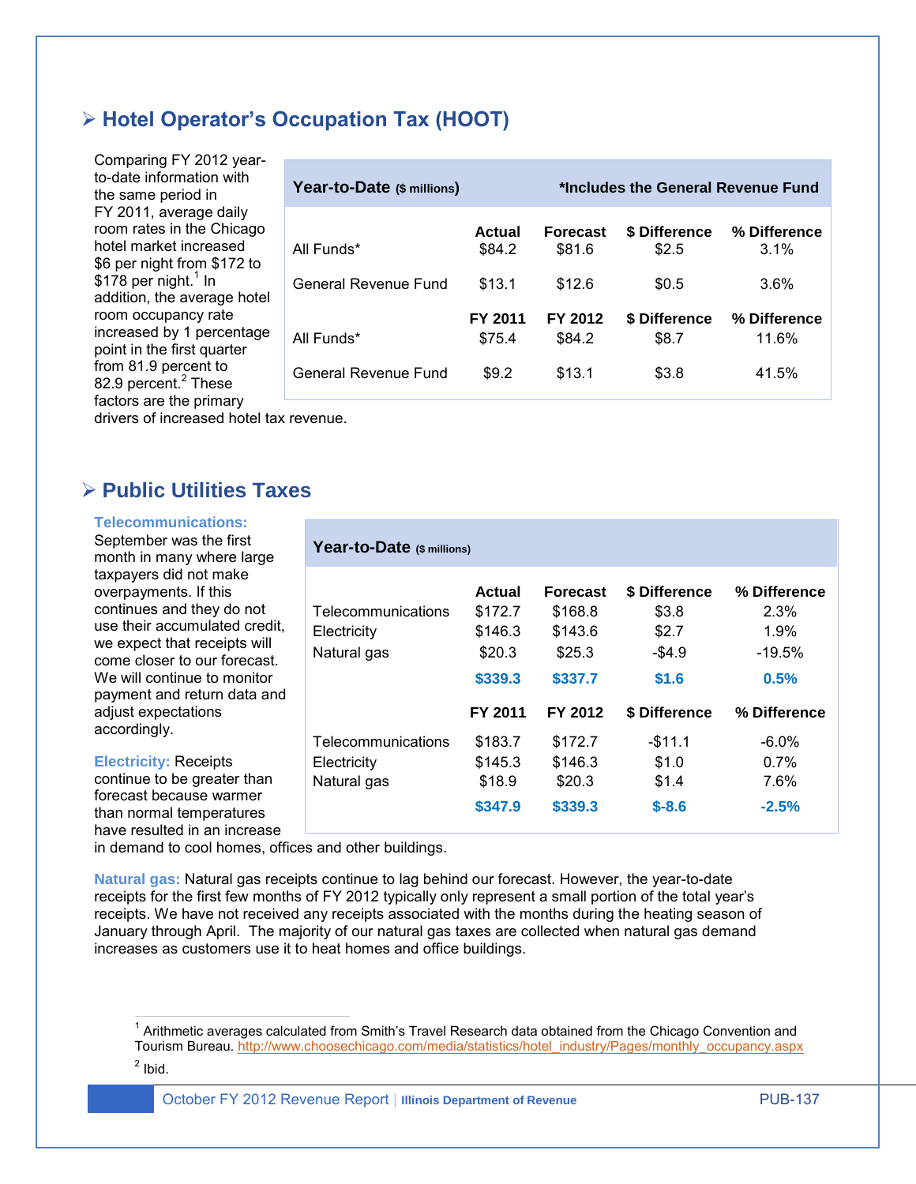## ➢ Hotel Operator's Occupation Tax (HOOT)

Comparing FY 2012 year-to-date information with the same period in FY 2011, average daily room rates in the Chicago hotel market increased $6 per night from $172 to $178 per night.[1] In addition, the average hotel room occupancy rate increased by 1 percentage point in the first quarter from 81.9 percent to 82.9 percent.[2] These factors are the primary drivers of increased hotel tax revenue.

| **Year-to-Date** ($ millions) | | **\*Includes the General Revenue Fund** | | |
|---|---|---|---|---|
| | **Actual** | **Forecast** | **$ Difference** | **% Difference** |
| All Funds* | $84.2 | $81.6 | $2.5 | 3.1% |
| General Revenue Fund | $13.1 | $12.6 | $0.5 | 3.6% |
| | **FY 2011** | **FY 2012** | **$ Difference** | **% Difference** |
| All Funds* | $75.4 | $84.2 | $8.7 | 11.6% |
| General Revenue Fund | $9.2 | $13.1 | $3.8 | 41.5% |

## ➢ Public Utilities Taxes

**Telecommunications:** September was the first month in many where large taxpayers did not make overpayments. If this continues and they do not use their accumulated credit, we expect that receipts will come closer to our forecast. We will continue to monitor payment and return data and adjust expectations accordingly.

**Electricity:** Receipts continue to be greater than forecast because warmer than normal temperatures have resulted in an increase in demand to cool homes, offices and other buildings.

| **Year-to-Date** ($ millions) | | | | |
|---|---|---|---|---|
| | **Actual** | **Forecast** | **$ Difference** | **% Difference** |
| Telecommunications | $172.7 | $168.8 | $3.8 | 2.3% |
| Electricity | $146.3 | $143.6 | $2.7 | 1.9% |
| Natural gas | $20.3 | $25.3 | -$4.9 | -19.5% |
| | **$339.3** | **$337.7** | **$1.6** | **0.5%** |
| | **FY 2011** | **FY 2012** | **$ Difference** | **% Difference** |
| Telecommunications | $183.7 | $172.7 | -$11.1 | -6.0% |
| Electricity | $145.3 | $146.3 | $1.0 | 0.7% |
| Natural gas | $18.9 | $20.3 | $1.4 | 7.6% |
| | **$347.9** | **$339.3** | **$-8.6** | **-2.5%** |

**Natural gas:** Natural gas receipts continue to lag behind our forecast. However, the year-to-date receipts for the first few months of FY 2012 typically only represent a small portion of the total year's receipts. We have not received any receipts associated with the months during the heating season of January through April. The majority of our natural gas taxes are collected when natural gas demand increases as customers use it to heat homes and office buildings.

---

[1] Arithmetic averages calculated from Smith's Travel Research data obtained from the Chicago Convention and Tourism Bureau. http://www.choosechicago.com/media/statistics/hotel_industry/Pages/monthly_occupancy.aspx

[2] Ibid.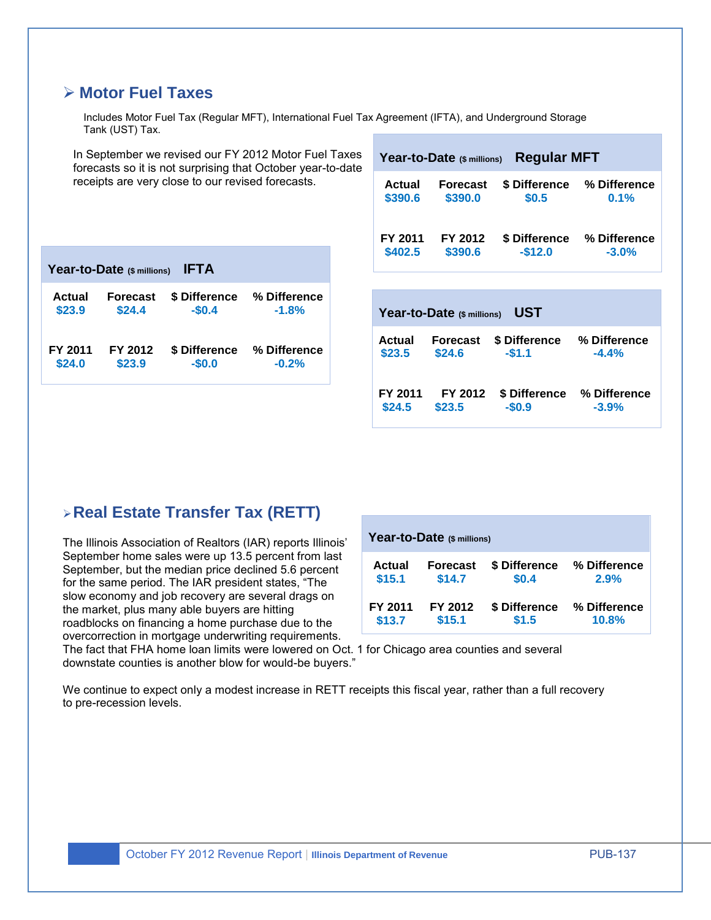## Motor Fuel Taxes

Includes Motor Fuel Tax (Regular MFT), International Fuel Tax Agreement (IFTA), and Underground Storage Tank (UST) Tax.

In September we revised our FY 2012 Motor Fuel Taxes forecasts so it is not surprising that October year-to-date receipts are very close to our revised forecasts.

**Year-to-Date ($ millions) Regular MFT**

| Actual | Forecast | $ Difference | % Difference |
|---|---|---|---|
| $390.6 | $390.0 | $0.5 | 0.1% |
| **FY 2011** | **FY 2012** | **$ Difference** | **% Difference** |
| $402.5 | $390.6 | -$12.0 | -3.0% |

**Year-to-Date ($ millions) IFTA**

| Actual | Forecast | $ Difference | % Difference |
|---|---|---|---|
| $23.9 | $24.4 | -$0.4 | -1.8% |
| **FY 2011** | **FY 2012** | **$ Difference** | **% Difference** |
| $24.0 | $23.9 | -$0.0 | -0.2% |

**Year-to-Date ($ millions) UST**

| Actual | Forecast | $ Difference | % Difference |
|---|---|---|---|
| $23.5 | $24.6 | -$1.1 | -4.4% |
| **FY 2011** | **FY 2012** | **$ Difference** | **% Difference** |
| $24.5 | $23.5 | -$0.9 | -3.9% |

## Real Estate Transfer Tax (RETT)

The Illinois Association of Realtors (IAR) reports Illinois' September home sales were up 13.5 percent from last September, but the median price declined 5.6 percent for the same period. The IAR president states, "The slow economy and job recovery are several drags on the market, plus many able buyers are hitting roadblocks on financing a home purchase due to the overcorrection in mortgage underwriting requirements. The fact that FHA home loan limits were lowered on Oct. 1 for Chicago area counties and several downstate counties is another blow for would-be buyers."

**Year-to-Date ($ millions)**

| Actual | Forecast | $ Difference | % Difference |
|---|---|---|---|
| $15.1 | $14.7 | $0.4 | 2.9% |
| **FY 2011** | **FY 2012** | **$ Difference** | **% Difference** |
| $13.7 | $15.1 | $1.5 | 10.8% |

We continue to expect only a modest increase in RETT receipts this fiscal year, rather than a full recovery to pre-recession levels.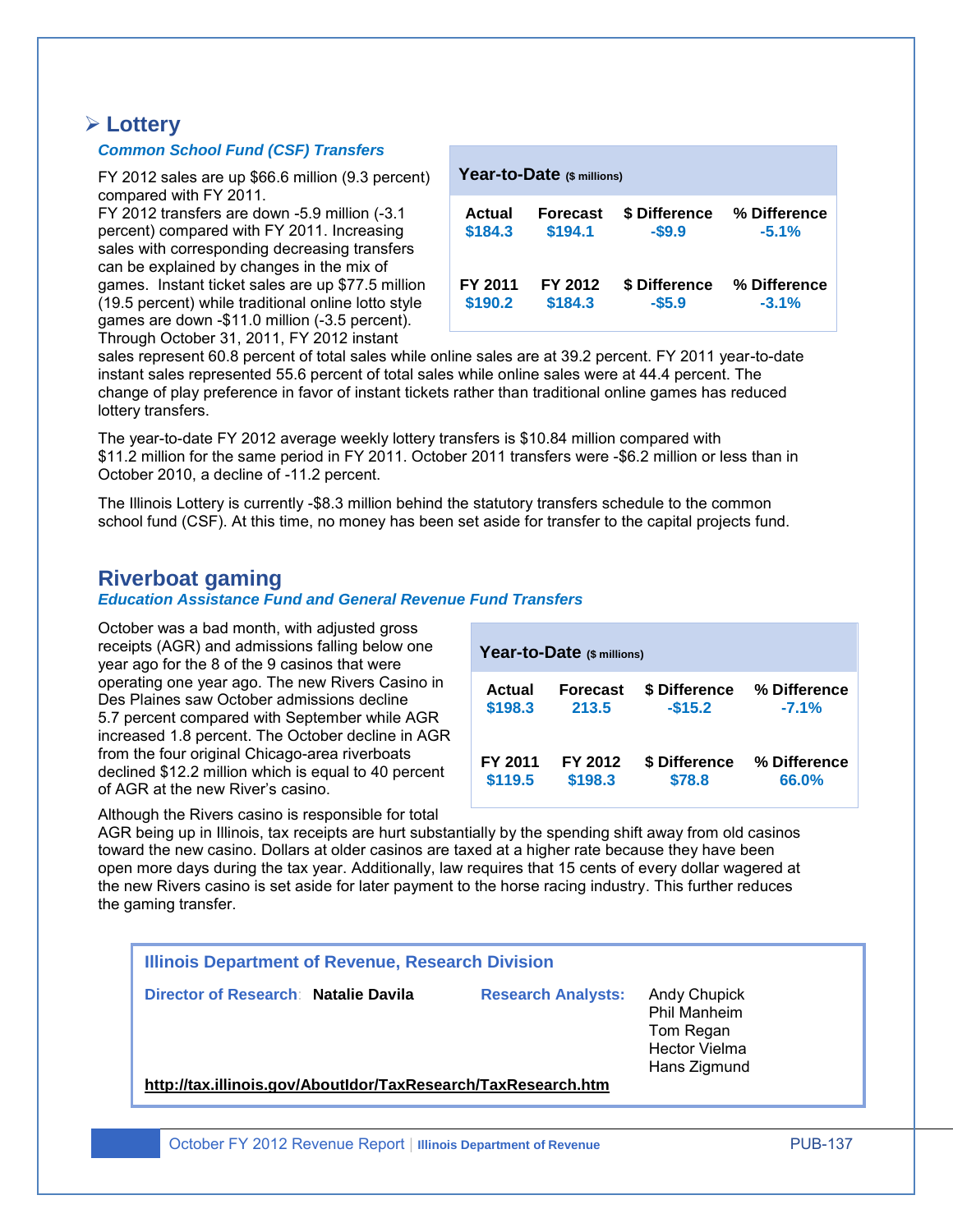## ➢ Lottery

***Common School Fund (CSF) Transfers***

| Year-to-Date ($ millions) | | | |
|---|---|---|---|
| **Actual** | **Forecast** | **$ Difference** | **% Difference** |
| $184.3 | $194.1 | -$9.9 | -5.1% |
| **FY 2011** | **FY 2012** | **$ Difference** | **% Difference** |
| $190.2 | $184.3 | -$5.9 | -3.1% |

FY 2012 sales are up $66.6 million (9.3 percent) compared with FY 2011.
FY 2012 transfers are down -5.9 million (-3.1 percent) compared with FY 2011. Increasing sales with corresponding decreasing transfers can be explained by changes in the mix of games. Instant ticket sales are up $77.5 million (19.5 percent) while traditional online lotto style games are down -$11.0 million (-3.5 percent). Through October 31, 2011, FY 2012 instant sales represent 60.8 percent of total sales while online sales are at 39.2 percent. FY 2011 year-to-date instant sales represented 55.6 percent of total sales while online sales were at 44.4 percent. The change of play preference in favor of instant tickets rather than traditional online games has reduced lottery transfers.

The year-to-date FY 2012 average weekly lottery transfers is $10.84 million compared with $11.2 million for the same period in FY 2011. October 2011 transfers were -$6.2 million or less than in October 2010, a decline of -11.2 percent.

The Illinois Lottery is currently -$8.3 million behind the statutory transfers schedule to the common school fund (CSF). At this time, no money has been set aside for transfer to the capital projects fund.

## Riverboat gaming

***Education Assistance Fund and General Revenue Fund Transfers***

| Year-to-Date ($ millions) | | | |
|---|---|---|---|
| **Actual** | **Forecast** | **$ Difference** | **% Difference** |
| $198.3 | 213.5 | -$15.2 | -7.1% |
| **FY 2011** | **FY 2012** | **$ Difference** | **% Difference** |
| $119.5 | $198.3 | $78.8 | 66.0% |

October was a bad month, with adjusted gross receipts (AGR) and admissions falling below one year ago for the 8 of the 9 casinos that were operating one year ago. The new Rivers Casino in Des Plaines saw October admissions decline 5.7 percent compared with September while AGR increased 1.8 percent. The October decline in AGR from the four original Chicago-area riverboats declined $12.2 million which is equal to 40 percent of AGR at the new River's casino.

Although the Rivers casino is responsible for total AGR being up in Illinois, tax receipts are hurt substantially by the spending shift away from old casinos toward the new casino. Dollars at older casinos are taxed at a higher rate because they have been open more days during the tax year. Additionally, law requires that 15 cents of every dollar wagered at the new Rivers casino is set aside for later payment to the horse racing industry. This further reduces the gaming transfer.

---

**Illinois Department of Revenue, Research Division**

**Director of Research:** Natalie Davila

**Research Analysts:**
Andy Chupick
Phil Manheim
Tom Regan
Hector Vielma
Hans Zigmund

http://tax.illinois.gov/AboutIdor/TaxResearch/TaxResearch.htm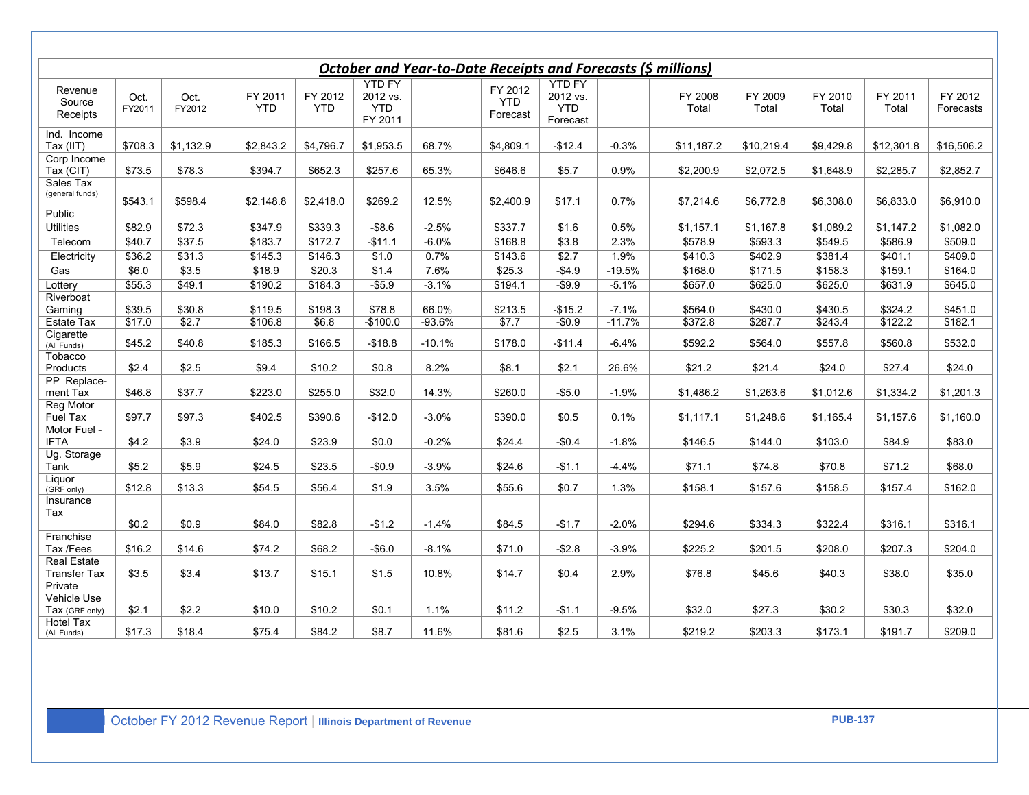## ***October and Year-to-Date Receipts and Forecasts ($ millions)***

| Revenue Source Receipts | Oct. FY2011 | Oct. FY2012 | FY 2011 YTD | FY 2012 YTD | YTD FY 2012 vs. YTD FY 2011 | | FY 2012 YTD Forecast | YTD FY 2012 vs. YTD Forecast | | FY 2008 Total | FY 2009 Total | FY 2010 Total | FY 2011 Total | FY 2012 Forecasts |
|---|---|---|---|---|---|---|---|---|---|---|---|---|---|---|
| Ind. Income Tax (IIT) | $708.3 | $1,132.9 | $2,843.2 | $4,796.7 | $1,953.5 | 68.7% | $4,809.1 | -$12.4 | -0.3% | $11,187.2 | $10,219.4 | $9,429.8 | $12,301.8 | $16,506.2 |
| Corp Income Tax (CIT) | $73.5 | $78.3 | $394.7 | $652.3 | $257.6 | 65.3% | $646.6 | $5.7 | 0.9% | $2,200.9 | $2,072.5 | $1,648.9 | $2,285.7 | $2,852.7 |
| Sales Tax (general funds) | $543.1 | $598.4 | $2,148.8 | $2,418.0 | $269.2 | 12.5% | $2,400.9 | $17.1 | 0.7% | $7,214.6 | $6,772.8 | $6,308.0 | $6,833.0 | $6,910.0 |
| Public Utilities | $82.9 | $72.3 | $347.9 | $339.3 | -$8.6 | -2.5% | $337.7 | $1.6 | 0.5% | $1,157.1 | $1,167.8 | $1,089.2 | $1,147.2 | $1,082.0 |
| Telecom | $40.7 | $37.5 | $183.7 | $172.7 | -$11.1 | -6.0% | $168.8 | $3.8 | 2.3% | $578.9 | $593.3 | $549.5 | $586.9 | $509.0 |
| Electricity | $36.2 | $31.3 | $145.3 | $146.3 | $1.0 | 0.7% | $143.6 | $2.7 | 1.9% | $410.3 | $402.9 | $381.4 | $401.1 | $409.0 |
| Gas | $6.0 | $3.5 | $18.9 | $20.3 | $1.4 | 7.6% | $25.3 | -$4.9 | -19.5% | $168.0 | $171.5 | $158.3 | $159.1 | $164.0 |
| Lottery | $55.3 | $49.1 | $190.2 | $184.3 | -$5.9 | -3.1% | $194.1 | -$9.9 | -5.1% | $657.0 | $625.0 | $625.0 | $631.9 | $645.0 |
| Riverboat Gaming | $39.5 | $30.8 | $119.5 | $198.3 | $78.8 | 66.0% | $213.5 | -$15.2 | -7.1% | $564.0 | $430.0 | $430.5 | $324.2 | $451.0 |
| Estate Tax | $17.0 | $2.7 | $106.8 | $6.8 | -$100.0 | -93.6% | $7.7 | -$0.9 | -11.7% | $372.8 | $287.7 | $243.4 | $122.2 | $182.1 |
| Cigarette (All Funds) | $45.2 | $40.8 | $185.3 | $166.5 | -$18.8 | -10.1% | $178.0 | -$11.4 | -6.4% | $592.2 | $564.0 | $557.8 | $560.8 | $532.0 |
| Tobacco Products | $2.4 | $2.5 | $9.4 | $10.2 | $0.8 | 8.2% | $8.1 | $2.1 | 26.6% | $21.2 | $21.4 | $24.0 | $27.4 | $24.0 |
| PP Replace-ment Tax | $46.8 | $37.7 | $223.0 | $255.0 | $32.0 | 14.3% | $260.0 | -$5.0 | -1.9% | $1,486.2 | $1,263.6 | $1,012.6 | $1,334.2 | $1,201.3 |
| Reg Motor Fuel Tax | $97.7 | $97.3 | $402.5 | $390.6 | -$12.0 | -3.0% | $390.0 | $0.5 | 0.1% | $1,117.1 | $1,248.6 | $1,165.4 | $1,157.6 | $1,160.0 |
| Motor Fuel - IFTA | $4.2 | $3.9 | $24.0 | $23.9 | $0.0 | -0.2% | $24.4 | -$0.4 | -1.8% | $146.5 | $144.0 | $103.0 | $84.9 | $83.0 |
| Ug. Storage Tank | $5.2 | $5.9 | $24.5 | $23.5 | -$0.9 | -3.9% | $24.6 | -$1.1 | -4.4% | $71.1 | $74.8 | $70.8 | $71.2 | $68.0 |
| Liquor (GRF only) | $12.8 | $13.3 | $54.5 | $56.4 | $1.9 | 3.5% | $55.6 | $0.7 | 1.3% | $158.1 | $157.6 | $158.5 | $157.4 | $162.0 |
| Insurance Tax | $0.2 | $0.9 | $84.0 | $82.8 | -$1.2 | -1.4% | $84.5 | -$1.7 | -2.0% | $294.6 | $334.3 | $322.4 | $316.1 | $316.1 |
| Franchise Tax /Fees | $16.2 | $14.6 | $74.2 | $68.2 | -$6.0 | -8.1% | $71.0 | -$2.8 | -3.9% | $225.2 | $201.5 | $208.0 | $207.3 | $204.0 |
| Real Estate Transfer Tax | $3.5 | $3.4 | $13.7 | $15.1 | $1.5 | 10.8% | $14.7 | $0.4 | 2.9% | $76.8 | $45.6 | $40.3 | $38.0 | $35.0 |
| Private Vehicle Use Tax (GRF only) | $2.1 | $2.2 | $10.0 | $10.2 | $0.1 | 1.1% | $11.2 | -$1.1 | -9.5% | $32.0 | $27.3 | $30.2 | $30.3 | $32.0 |
| Hotel Tax (All Funds) | $17.3 | $18.4 | $75.4 | $84.2 | $8.7 | 11.6% | $81.6 | $2.5 | 3.1% | $219.2 | $203.3 | $173.1 | $191.7 | $209.0 |